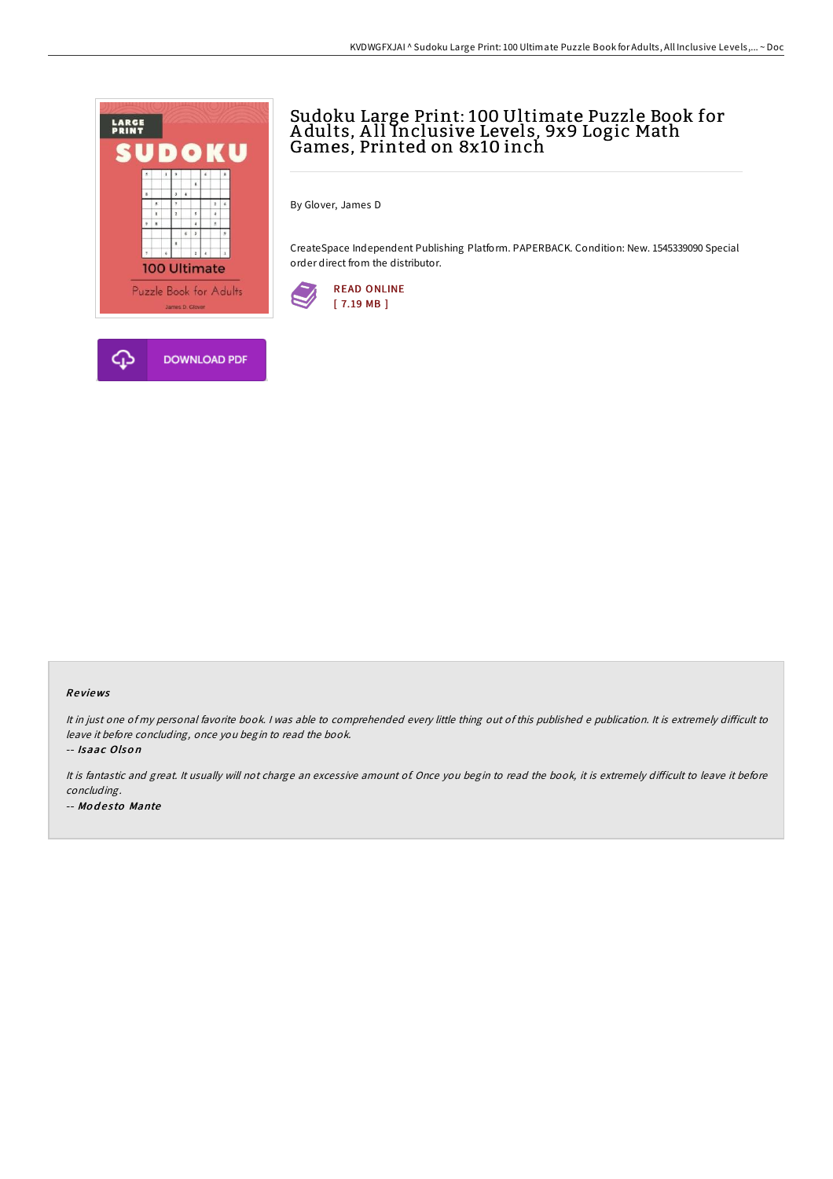# Sudoku Large Print: 100 Ultimate Puzzle Book for Adults, All Inclusive Levels, 9x9 Logic Math Games, Printed on 8x10 inch

By Glover, James D

CreateSpace Independent Publishing Platform. PAPERBACK. Condition: New. 1545339090 Special order direct from the distributor.

READ ONLINE
[ 7.19 MB ]

DOWNLOAD PDF

## Reviews

*It in just one of my personal favorite book. I was able to comprehended every little thing out of this published e publication. It is extremely difficult to leave it before concluding, once you begin to read the book.*

-- *Isaac Olson*

*It is fantastic and great. It usually will not charge an excessive amount of. Once you begin to read the book, it is extremely difficult to leave it before concluding.*

-- *Modesto Mante*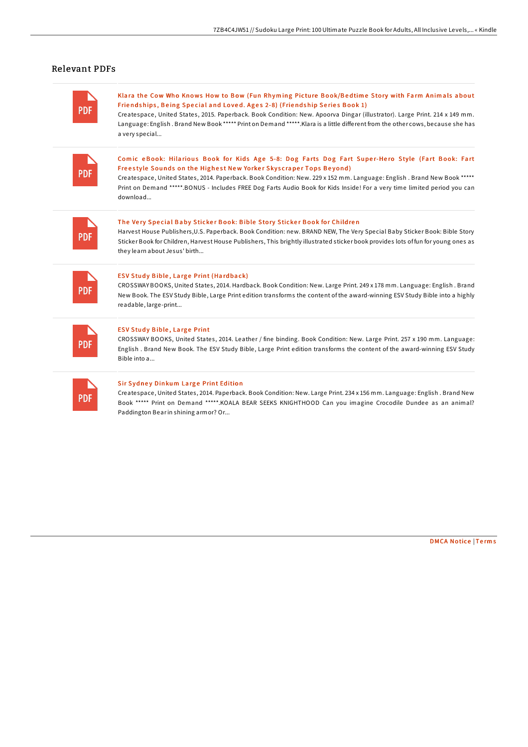## Relevant PDFs

**Klara the Cow Who Knows How to Bow (Fun Rhyming Picture Book/Bedtime Story with Farm Animals about Friendships, Being Special and Loved. Ages 2-8) (Friendship Series Book 1)**

Createspace, United States, 2015. Paperback. Book Condition: New. Apoorva Dingar (illustrator). Large Print. 214 x 149 mm. Language: English . Brand New Book ***** Print on Demand *****.Klara is a little different from the other cows, because she has a very special...

**Comic eBook: Hilarious Book for Kids Age 5-8: Dog Farts Dog Fart Super-Hero Style (Fart Book: Fart Freestyle Sounds on the Highest New Yorker Skyscraper Tops Beyond)**

Createspace, United States, 2014. Paperback. Book Condition: New. 229 x 152 mm. Language: English . Brand New Book ***** Print on Demand *****.BONUS - Includes FREE Dog Farts Audio Book for Kids Inside! For a very time limited period you can download...

**The Very Special Baby Sticker Book: Bible Story Sticker Book for Children**

Harvest House Publishers,U.S. Paperback. Book Condition: new. BRAND NEW, The Very Special Baby Sticker Book: Bible Story Sticker Book for Children, Harvest House Publishers, This brightly illustrated sticker book provides lots of fun for young ones as they learn about Jesus' birth...

**ESV Study Bible, Large Print (Hardback)**

CROSSWAY BOOKS, United States, 2014. Hardback. Book Condition: New. Large Print. 249 x 178 mm. Language: English . Brand New Book. The ESV Study Bible, Large Print edition transforms the content of the award-winning ESV Study Bible into a highly readable, large-print...

**ESV Study Bible, Large Print**

CROSSWAY BOOKS, United States, 2014. Leather / fine binding. Book Condition: New. Large Print. 257 x 190 mm. Language: English . Brand New Book. The ESV Study Bible, Large Print edition transforms the content of the award-winning ESV Study Bible into a...

**Sir Sydney Dinkum Large Print Edition**

Createspace, United States, 2014. Paperback. Book Condition: New. Large Print. 234 x 156 mm. Language: English . Brand New Book ***** Print on Demand *****.KOALA BEAR SEEKS KNIGHTHOOD Can you imagine Crocodile Dundee as an animal? Paddington Bear in shining armor? Or...

DMCA Notice | Terms